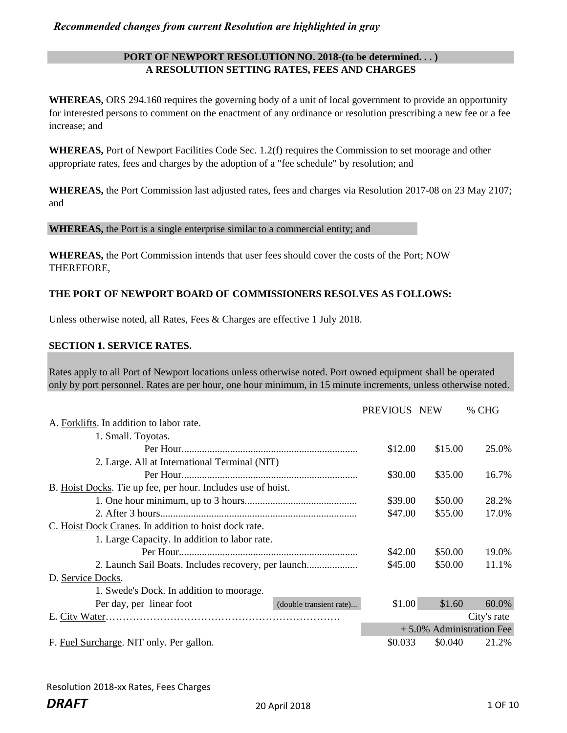*Recommended changes from current Resolution are highlighted in gray*

## PORT OF NEWPORT RESOLUTION NO. 2018-(to be determined. . . )
## A RESOLUTION SETTING RATES, FEES AND CHARGES

**WHEREAS,** ORS 294.160 requires the governing body of a unit of local government to provide an opportunity for interested persons to comment on the enactment of any ordinance or resolution prescribing a new fee or a fee increase; and

**WHEREAS,** Port of Newport Facilities Code Sec. 1.2(f) requires the Commission to set moorage and other appropriate rates, fees and charges by the adoption of a "fee schedule" by resolution; and

**WHEREAS,** the Port Commission last adjusted rates, fees and charges via Resolution 2017-08 on 23 May 2107; and

**WHEREAS,** the Port is a single enterprise similar to a commercial entity; and

**WHEREAS,** the Port Commission intends that user fees should cover the costs of the Port; NOW THEREFORE,

**THE PORT OF NEWPORT BOARD OF COMMISSIONERS RESOLVES AS FOLLOWS:**

Unless otherwise noted, all Rates, Fees & Charges are effective 1 July 2018.

**SECTION 1. SERVICE RATES.**

Rates apply to all Port of Newport locations unless otherwise noted. Port owned equipment shall be operated only by port personnel. Rates are per hour, one hour minimum, in 15 minute increments, unless otherwise noted.

| | PREVIOUS | NEW | % CHG |
|---|---|---|---|
| A. Forklifts. In addition to labor rate. | | | |
| 1. Small. Toyotas. | | | |
| Per Hour | $12.00 | $15.00 | 25.0% |
| 2. Large. All at International Terminal (NIT) | | | |
| Per Hour | $30.00 | $35.00 | 16.7% |
| B. Hoist Docks. Tie up fee, per hour. Includes use of hoist. | | | |
| 1. One hour minimum, up to 3 hours | $39.00 | $50.00 | 28.2% |
| 2. After 3 hours | $47.00 | $55.00 | 17.0% |
| C. Hoist Dock Cranes. In addition to hoist dock rate. | | | |
| 1. Large Capacity. In addition to labor rate. | | | |
| Per Hour | $42.00 | $50.00 | 19.0% |
| 2. Launch Sail Boats. Includes recovery, per launch | $45.00 | $50.00 | 11.1% |
| D. Service Docks. | | | |
| 1. Swede's Dock. In addition to moorage. | | | |
| Per day, per linear foot (double transient rate) | $1.00 | $1.60 | 60.0% |
| E. City Water | | | City's rate |
| | + 5.0% Administration Fee | | |
| F. Fuel Surcharge. NIT only. Per gallon. | $0.033 | $0.040 | 21.2% |

Resolution 2018-xx Rates, Fees Charges

***DRAFT*** 20 April 2018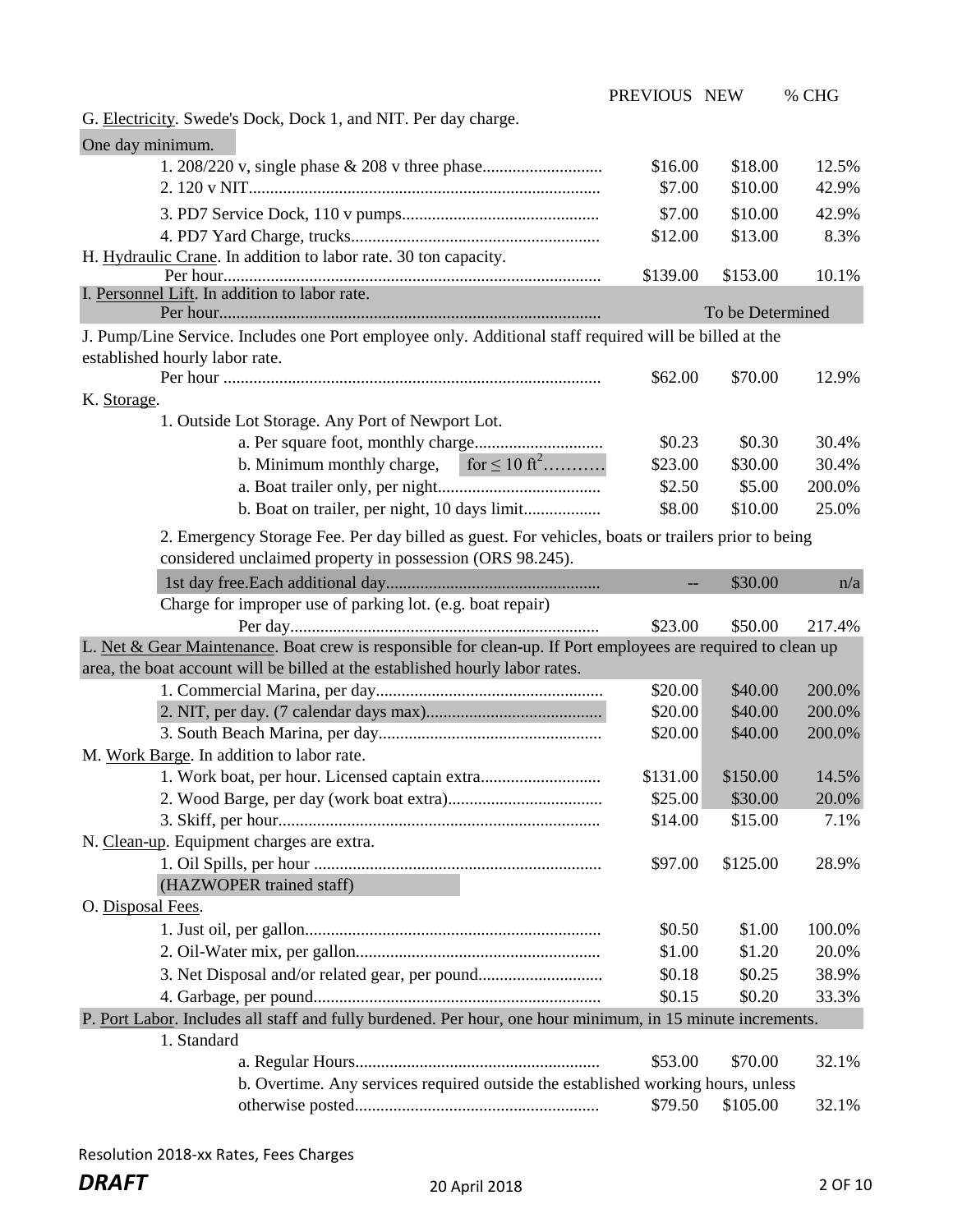| | PREVIOUS | NEW | % CHG |
|---|---|---|---|
| G. Electricity. Swede's Dock, Dock 1, and NIT. Per day charge. One day minimum. | | | |
| 1. 208/220 v, single phase & 208 v three phase | $16.00 | $18.00 | 12.5% |
| 2. 120 v NIT | $7.00 | $10.00 | 42.9% |
| 3. PD7 Service Dock, 110 v pumps | $7.00 | $10.00 | 42.9% |
| 4. PD7 Yard Charge, trucks | $12.00 | $13.00 | 8.3% |
| H. Hydraulic Crane. In addition to labor rate. 30 ton capacity. Per hour | $139.00 | $153.00 | 10.1% |
| I. Personnel Lift. In addition to labor rate. Per hour | | To be Determined | |
| J. Pump/Line Service. Includes one Port employee only. Additional staff required will be billed at the established hourly labor rate. Per hour | $62.00 | $70.00 | 12.9% |
| K. Storage. | | | |
| 1. Outside Lot Storage. Any Port of Newport Lot. | | | |
| a. Per square foot, monthly charge | $0.23 | $0.30 | 30.4% |
| b. Minimum monthly charge, for ≤ 10 $ft^2$ | $23.00 | $30.00 | 30.4% |
| a. Boat trailer only, per night | $2.50 | $5.00 | 200.0% |
| b. Boat on trailer, per night, 10 days limit | $8.00 | $10.00 | 25.0% |
| 2. Emergency Storage Fee. Per day billed as guest. For vehicles, boats or trailers prior to being considered unclaimed property in possession (ORS 98.245). | | | |
| 1st day free.Each additional day | -- | $30.00 | n/a |
| Charge for improper use of parking lot. (e.g. boat repair) Per day | $23.00 | $50.00 | 217.4% |
| L. Net & Gear Maintenance. Boat crew is responsible for clean-up. If Port employees are required to clean up area, the boat account will be billed at the established hourly labor rates. | | | |
| 1. Commercial Marina, per day | $20.00 | $40.00 | 200.0% |
| 2. NIT, per day. (7 calendar days max) | $20.00 | $40.00 | 200.0% |
| 3. South Beach Marina, per day | $20.00 | $40.00 | 200.0% |
| M. Work Barge. In addition to labor rate. | | | |
| 1. Work boat, per hour. Licensed captain extra | $131.00 | $150.00 | 14.5% |
| 2. Wood Barge, per day (work boat extra) | $25.00 | $30.00 | 20.0% |
| 3. Skiff, per hour | $14.00 | $15.00 | 7.1% |
| N. Clean-up. Equipment charges are extra. | | | |
| 1. Oil Spills, per hour (HAZWOPER trained staff) | $97.00 | $125.00 | 28.9% |
| O. Disposal Fees. | | | |
| 1. Just oil, per gallon | $0.50 | $1.00 | 100.0% |
| 2. Oil-Water mix, per gallon | $1.00 | $1.20 | 20.0% |
| 3. Net Disposal and/or related gear, per pound | $0.18 | $0.25 | 38.9% |
| 4. Garbage, per pound | $0.15 | $0.20 | 33.3% |
| P. Port Labor. Includes all staff and fully burdened. Per hour, one hour minimum, in 15 minute increments. | | | |
| 1. Standard | | | |
| a. Regular Hours | $53.00 | $70.00 | 32.1% |
| b. Overtime. Any services required outside the established working hours, unless otherwise posted | $79.50 | $105.00 | 32.1% |

Resolution 2018-xx Rates, Fees Charges

***DRAFT*** 20 April 2018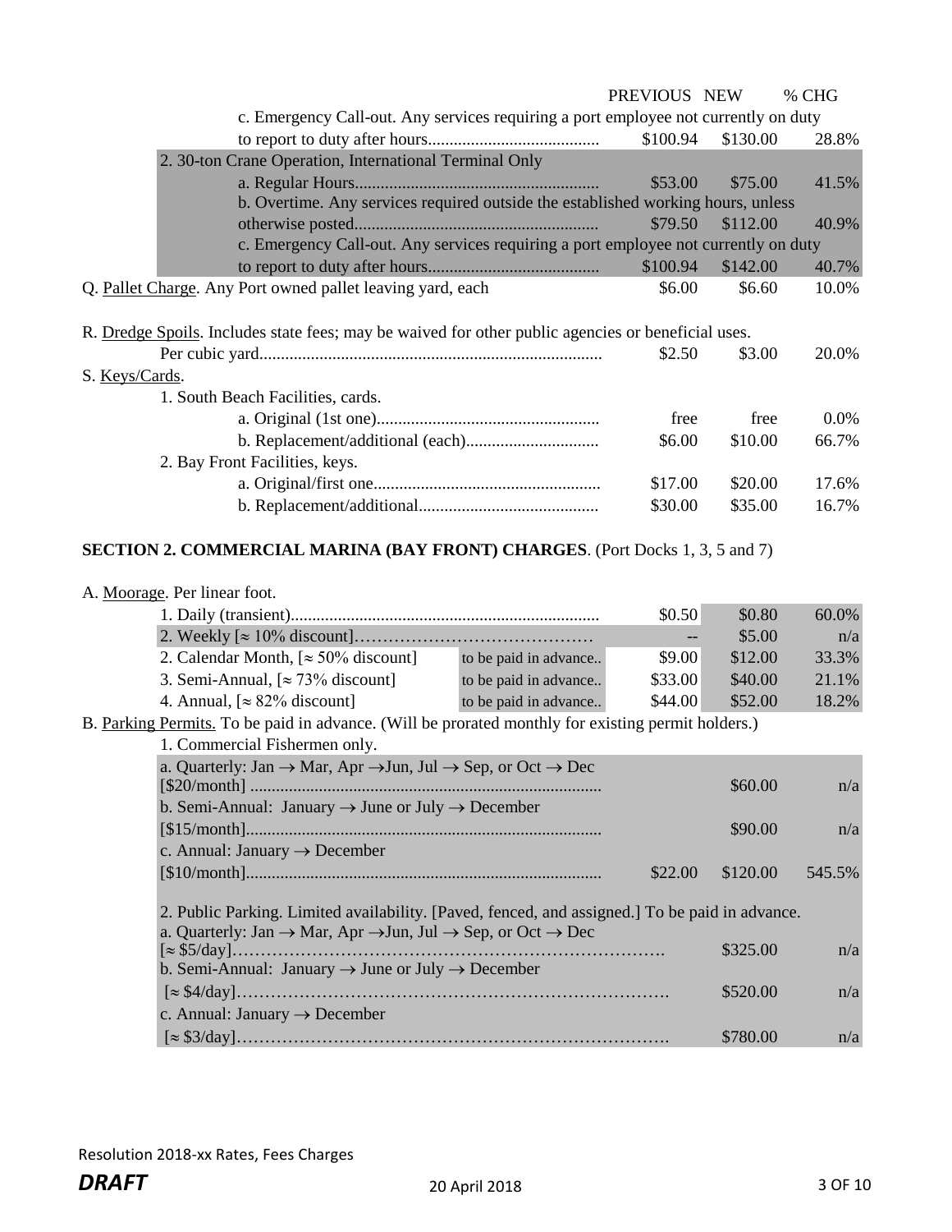| | PREVIOUS | NEW | % CHG |
|---|---|---|---|
| c. Emergency Call-out. Any services requiring a port employee not currently on duty to report to duty after hours........................................ | $100.94 | $130.00 | 28.8% |
| 2. 30-ton Crane Operation, International Terminal Only | | | |
| a. Regular Hours......................................................... | $53.00 | $75.00 | 41.5% |
| b. Overtime. Any services required outside the established working hours, unless otherwise posted......................................................... | $79.50 | $112.00 | 40.9% |
| c. Emergency Call-out. Any services requiring a port employee not currently on duty to report to duty after hours........................................ | $100.94 | $142.00 | 40.7% |
| Q. Pallet Charge. Any Port owned pallet leaving yard, each | $6.00 | $6.60 | 10.0% |
| R. Dredge Spoils. Includes state fees; may be waived for other public agencies or beneficial uses. | | | |
| Per cubic yard............................................................................... | $2.50 | $3.00 | 20.0% |
| S. Keys/Cards. | | | |
| 1. South Beach Facilities, cards. | | | |
| a. Original (1st one)................................................... | free | free | 0.0% |
| b. Replacement/additional (each)............................... | $6.00 | $10.00 | 66.7% |
| 2. Bay Front Facilities, keys. | | | |
| a. Original/first one..................................................... | $17.00 | $20.00 | 17.6% |
| b. Replacement/additional.......................................... | $30.00 | $35.00 | 16.7% |

**SECTION 2. COMMERCIAL MARINA (BAY FRONT) CHARGES**. (Port Docks 1, 3, 5 and 7)

| | | PREVIOUS | NEW | % CHG |
|---|---|---|---|---|
| A. Moorage. Per linear foot. | | | | |
| 1. Daily (transient)....................................................................... | | $0.50 | $0.80 | 60.0% |
| 2. Weekly [≈ 10% discount]……………………………………… | | -- | $5.00 | n/a |
| 2. Calendar Month, [≈ 50% discount] | to be paid in advance.. | $9.00 | $12.00 | 33.3% |
| 3. Semi-Annual, [≈ 73% discount] | to be paid in advance.. | $33.00 | $40.00 | 21.1% |
| 4. Annual, [≈ 82% discount] | to be paid in advance.. | $44.00 | $52.00 | 18.2% |
| B. Parking Permits. To be paid in advance. (Will be prorated monthly for existing permit holders.) | | | | |
| 1. Commercial Fishermen only. | | | | |
| a. Quarterly: Jan → Mar, Apr →Jun, Jul → Sep, or Oct → Dec [$20/month] ................................................................................. | | | $60.00 | n/a |
| b. Semi-Annual: January → June or July → December [$15/month]................................................................................. | | | $90.00 | n/a |
| c. Annual: January → December [$10/month]................................................................................. | | $22.00 | $120.00 | 545.5% |
| 2. Public Parking. Limited availability. [Paved, fenced, and assigned.] To be paid in advance. | | | | |
| a. Quarterly: Jan → Mar, Apr →Jun, Jul → Sep, or Oct → Dec [≈ $5/day]…………………………………………………………………. | | | $325.00 | n/a |
| b. Semi-Annual: January → June or July → December [≈ $4/day]…………………………………………………………………. | | | $520.00 | n/a |
| c. Annual: January → December [≈ $3/day]…………………………………………………………………. | | | $780.00 | n/a |

Resolution 2018-xx Rates, Fees Charges

***DRAFT*** 20 April 2018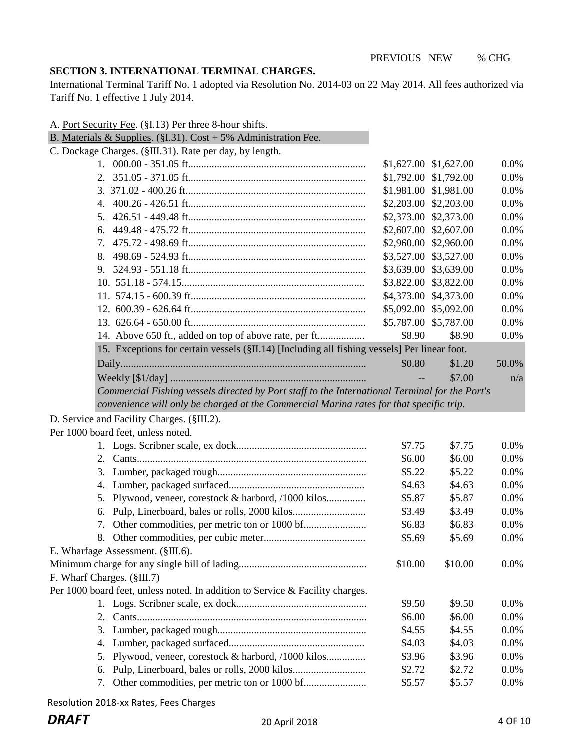## SECTION 3. INTERNATIONAL TERMINAL CHARGES.

International Terminal Tariff No. 1 adopted via Resolution No. 2014-03 on 22 May 2014. All fees authorized via Tariff No. 1 effective 1 July 2014.

| | PREVIOUS | NEW | % CHG |
|---|---|---|---|
| A. Port Security Fee. (§I.13) Per three 8-hour shifts. | | | |
| B. Materials & Supplies. (§I.31). Cost + 5% Administration Fee. | | | |
| C. Dockage Charges. (§III.31). Rate per day, by length. | | | |
| 1. 000.00 - 351.05 ft. | $1,627.00 | $1,627.00 | 0.0% |
| 2. 351.05 - 371.05 ft. | $1,792.00 | $1,792.00 | 0.0% |
| 3. 371.02 - 400.26 ft. | $1,981.00 | $1,981.00 | 0.0% |
| 4. 400.26 - 426.51 ft. | $2,203.00 | $2,203.00 | 0.0% |
| 5. 426.51 - 449.48 ft. | $2,373.00 | $2,373.00 | 0.0% |
| 6. 449.48 - 475.72 ft. | $2,607.00 | $2,607.00 | 0.0% |
| 7. 475.72 - 498.69 ft. | $2,960.00 | $2,960.00 | 0.0% |
| 8. 498.69 - 524.93 ft. | $3,527.00 | $3,527.00 | 0.0% |
| 9. 524.93 - 551.18 ft. | $3,639.00 | $3,639.00 | 0.0% |
| 10. 551.18 - 574.15 | $3,822.00 | $3,822.00 | 0.0% |
| 11. 574.15 - 600.39 ft. | $4,373.00 | $4,373.00 | 0.0% |
| 12. 600.39 - 626.64 ft. | $5,092.00 | $5,092.00 | 0.0% |
| 13. 626.64 - 650.00 ft. | $5,787.00 | $5,787.00 | 0.0% |
| 14. Above 650 ft., added on top of above rate, per ft. | $8.90 | $8.90 | 0.0% |
| 15. Exceptions for certain vessels (§II.14) [Including all fishing vessels] Per linear foot. | | | |
| Daily | $0.80 | $1.20 | 50.0% |
| Weekly [$1/day] | -- | $7.00 | n/a |
| *Commercial Fishing vessels directed by Port staff to the International Terminal for the Port's convenience will only be charged at the Commercial Marina rates for that specific trip.* | | | |
| D. Service and Facility Charges. (§III.2). | | | |
| Per 1000 board feet, unless noted. | | | |
| 1. Logs. Scribner scale, ex dock | $7.75 | $7.75 | 0.0% |
| 2. Cants | $6.00 | $6.00 | 0.0% |
| 3. Lumber, packaged rough | $5.22 | $5.22 | 0.0% |
| 4. Lumber, packaged surfaced | $4.63 | $4.63 | 0.0% |
| 5. Plywood, veneer, corestock & harbord, /1000 kilos | $5.87 | $5.87 | 0.0% |
| 6. Pulp, Linerboard, bales or rolls, 2000 kilos | $3.49 | $3.49 | 0.0% |
| 7. Other commodities, per metric ton or 1000 bf | $6.83 | $6.83 | 0.0% |
| 8. Other commodities, per cubic meter | $5.69 | $5.69 | 0.0% |
| E. Wharfage Assessment. (§III.6). | | | |
| Minimum charge for any single bill of lading | $10.00 | $10.00 | 0.0% |
| F. Wharf Charges. (§III.7) | | | |
| Per 1000 board feet, unless noted. In addition to Service & Facility charges. | | | |
| 1. Logs. Scribner scale, ex dock | $9.50 | $9.50 | 0.0% |
| 2. Cants | $6.00 | $6.00 | 0.0% |
| 3. Lumber, packaged rough | $4.55 | $4.55 | 0.0% |
| 4. Lumber, packaged surfaced | $4.03 | $4.03 | 0.0% |
| 5. Plywood, veneer, corestock & harbord, /1000 kilos | $3.96 | $3.96 | 0.0% |
| 6. Pulp, Linerboard, bales or rolls, 2000 kilos | $2.72 | $2.72 | 0.0% |
| 7. Other commodities, per metric ton or 1000 bf | $5.57 | $5.57 | 0.0% |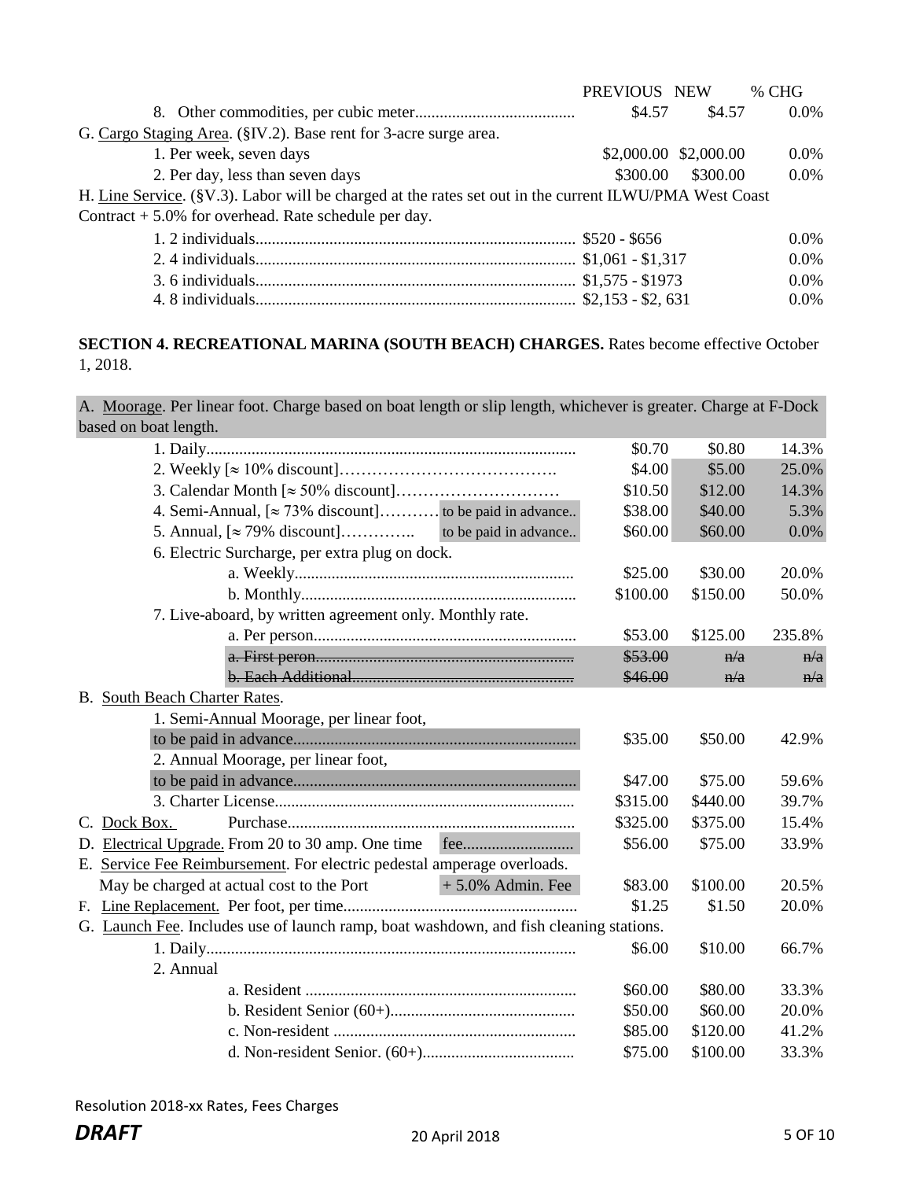| | PREVIOUS | NEW | % CHG |
|---|---|---|---|
| 8. Other commodities, per cubic meter...................................... | $4.57 | $4.57 | 0.0% |
| G. Cargo Staging Area. (§IV.2). Base rent for 3-acre surge area. | | | |
| 1. Per week, seven days | $2,000.00 | $2,000.00 | 0.0% |
| 2. Per day, less than seven days | $300.00 | $300.00 | 0.0% |
| H. Line Service. (§V.3). Labor will be charged at the rates set out in the current ILWU/PMA West Coast Contract + 5.0% for overhead. Rate schedule per day. | | | |
| 1. 2 individuals........................................................................... | $520 - $656 | | 0.0% |
| 2. 4 individuals........................................................................... | $1,061 - $1,317 | | 0.0% |
| 3. 6 individuals........................................................................... | $1,575 - $1973 | | 0.0% |
| 4. 8 individuals........................................................................... | $2,153 - $2, 631 | | 0.0% |

**SECTION 4. RECREATIONAL MARINA (SOUTH BEACH) CHARGES.** Rates become effective October 1, 2018.

| | PREVIOUS | NEW | % CHG |
|---|---|---|---|
| A. Moorage. Per linear foot. Charge based on boat length or slip length, whichever is greater. Charge at F-Dock based on boat length. | | | |
| 1. Daily......................................................................................... | $0.70 | $0.80 | 14.3% |
| 2. Weekly [≈ 10% discount]…………………………………. | $4.00 | $5.00 | 25.0% |
| 3. Calendar Month [≈ 50% discount]………………………… | $10.50 | $12.00 | 14.3% |
| 4. Semi-Annual, [≈ 73% discount]………. to be paid in advance.. | $38.00 | $40.00 | 5.3% |
| 5. Annual, [≈ 79% discount]………….. to be paid in advance.. | $60.00 | $60.00 | 0.0% |
| 6. Electric Surcharge, per extra plug on dock. | | | |
| a. Weekly.................................................................... | $25.00 | $30.00 | 20.0% |
| b. Monthly.................................................................. | $100.00 | $150.00 | 50.0% |
| 7. Live-aboard, by written agreement only. Monthly rate. | | | |
| a. Per person................................................................ | $53.00 | $125.00 | 235.8% |
| ~~a. First peron...............................................................~~ | ~~$53.00~~ | ~~n/a~~ | ~~n/a~~ |
| ~~b. Each Additional......................................................~~ | ~~$46.00~~ | ~~n/a~~ | ~~n/a~~ |
| B. South Beach Charter Rates. | | | |
| 1. Semi-Annual Moorage, per linear foot, to be paid in advance.................................................................... | $35.00 | $50.00 | 42.9% |
| 2. Annual Moorage, per linear foot, to be paid in advance.................................................................... | $47.00 | $75.00 | 59.6% |
| 3. Charter License........................................................................ | $315.00 | $440.00 | 39.7% |
| C. Dock Box. Purchase...................................................................... | $325.00 | $375.00 | 15.4% |
| D. Electrical Upgrade. From 20 to 30 amp. One time fee.......................... | $56.00 | $75.00 | 33.9% |
| E. Service Fee Reimbursement. For electric pedestal amperage overloads. May be charged at actual cost to the Port + 5.0% Admin. Fee | $83.00 | $100.00 | 20.5% |
| F. Line Replacement. Per foot, per time........................................................ | $1.25 | $1.50 | 20.0% |
| G. Launch Fee. Includes use of launch ramp, boat washdown, and fish cleaning stations. | | | |
| 1. Daily......................................................................................... | $6.00 | $10.00 | 66.7% |
| 2. Annual | | | |
| a. Resident ................................................................. | $60.00 | $80.00 | 33.3% |
| b. Resident Senior (60+)............................................. | $50.00 | $60.00 | 20.0% |
| c. Non-resident ........................................................... | $85.00 | $120.00 | 41.2% |
| d. Non-resident Senior. (60+)..................................... | $75.00 | $100.00 | 33.3% |

Resolution 2018-xx Rates, Fees Charges

***DRAFT*** 20 April 2018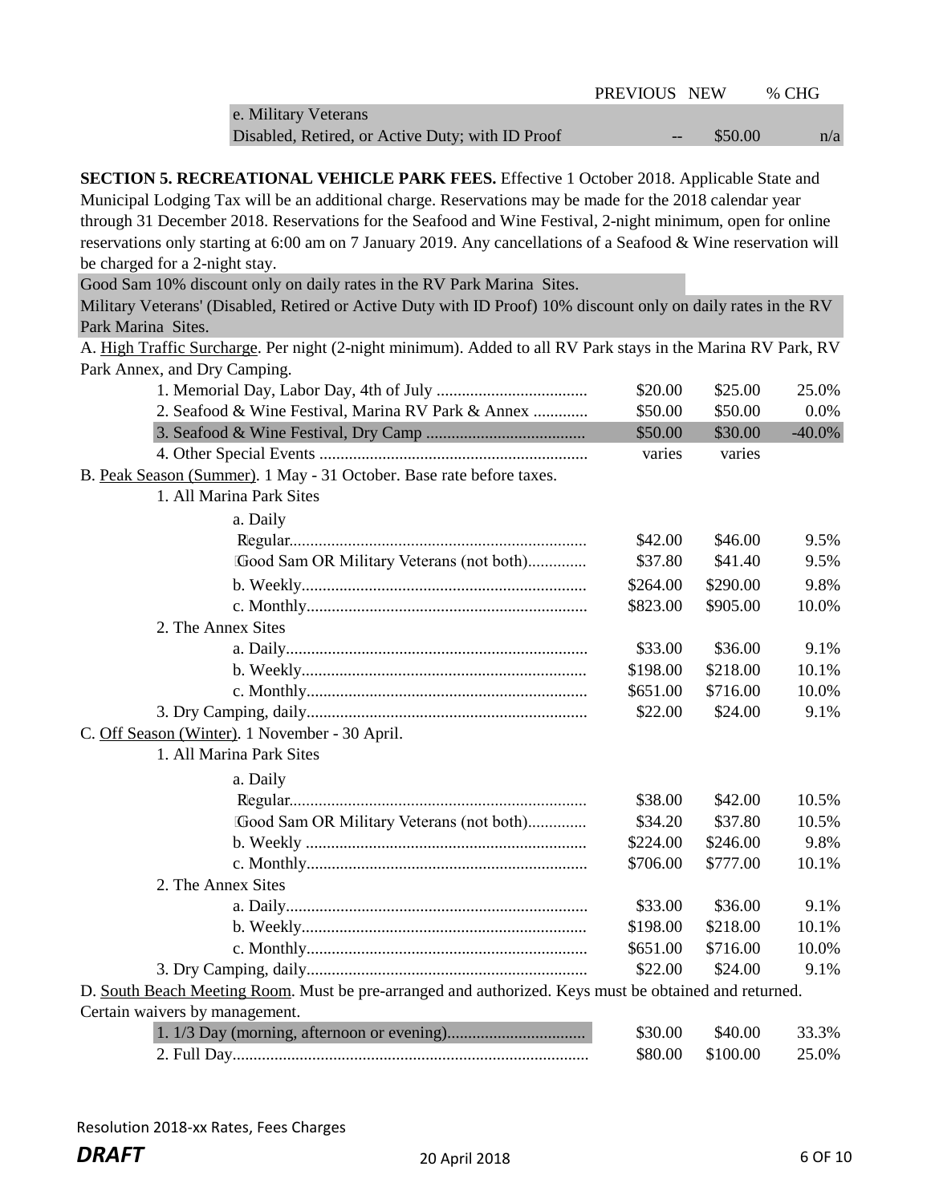| | PREVIOUS | NEW | % CHG |
|---|---|---|---|
| e. Military Veterans | | | |
| Disabled, Retired, or Active Duty; with ID Proof | -- | $50.00 | n/a |

**SECTION 5. RECREATIONAL VEHICLE PARK FEES.** Effective 1 October 2018. Applicable State and Municipal Lodging Tax will be an additional charge. Reservations may be made for the 2018 calendar year through 31 December 2018. Reservations for the Seafood and Wine Festival, 2-night minimum, open for online reservations only starting at 6:00 am on 7 January 2019. Any cancellations of a Seafood & Wine reservation will be charged for a 2-night stay.

Good Sam 10% discount only on daily rates in the RV Park Marina Sites.

Military Veterans' (Disabled, Retired or Active Duty with ID Proof) 10% discount only on daily rates in the RV Park Marina Sites.

A. High Traffic Surcharge. Per night (2-night minimum). Added to all RV Park stays in the Marina RV Park, RV Park Annex, and Dry Camping.

| | PREVIOUS | NEW | % CHG |
|---|---|---|---|
| 1. Memorial Day, Labor Day, 4th of July | $20.00 | $25.00 | 25.0% |
| 2. Seafood & Wine Festival, Marina RV Park & Annex | $50.00 | $50.00 | 0.0% |
| 3. Seafood & Wine Festival, Dry Camp | $50.00 | $30.00 | -40.0% |
| 4. Other Special Events | varies | varies | |

B. Peak Season (Summer). 1 May - 31 October. Base rate before taxes.

| | PREVIOUS | NEW | % CHG |
|---|---|---|---|
| 1. All Marina Park Sites | | | |
| a. Daily | | | |
| Regular | $42.00 | $46.00 | 9.5% |
| Good Sam OR Military Veterans (not both) | $37.80 | $41.40 | 9.5% |
| b. Weekly | $264.00 | $290.00 | 9.8% |
| c. Monthly | $823.00 | $905.00 | 10.0% |
| 2. The Annex Sites | | | |
| a. Daily | $33.00 | $36.00 | 9.1% |
| b. Weekly | $198.00 | $218.00 | 10.1% |
| c. Monthly | $651.00 | $716.00 | 10.0% |
| 3. Dry Camping, daily | $22.00 | $24.00 | 9.1% |

C. Off Season (Winter). 1 November - 30 April.

| | PREVIOUS | NEW | % CHG |
|---|---|---|---|
| 1. All Marina Park Sites | | | |
| a. Daily | | | |
| Regular | $38.00 | $42.00 | 10.5% |
| Good Sam OR Military Veterans (not both) | $34.20 | $37.80 | 10.5% |
| b. Weekly | $224.00 | $246.00 | 9.8% |
| c. Monthly | $706.00 | $777.00 | 10.1% |
| 2. The Annex Sites | | | |
| a. Daily | $33.00 | $36.00 | 9.1% |
| b. Weekly | $198.00 | $218.00 | 10.1% |
| c. Monthly | $651.00 | $716.00 | 10.0% |
| 3. Dry Camping, daily | $22.00 | $24.00 | 9.1% |

D. South Beach Meeting Room. Must be pre-arranged and authorized. Keys must be obtained and returned. Certain waivers by management.

| | PREVIOUS | NEW | % CHG |
|---|---|---|---|
| 1. 1/3 Day (morning, afternoon or evening) | $30.00 | $40.00 | 33.3% |
| 2. Full Day | $80.00 | $100.00 | 25.0% |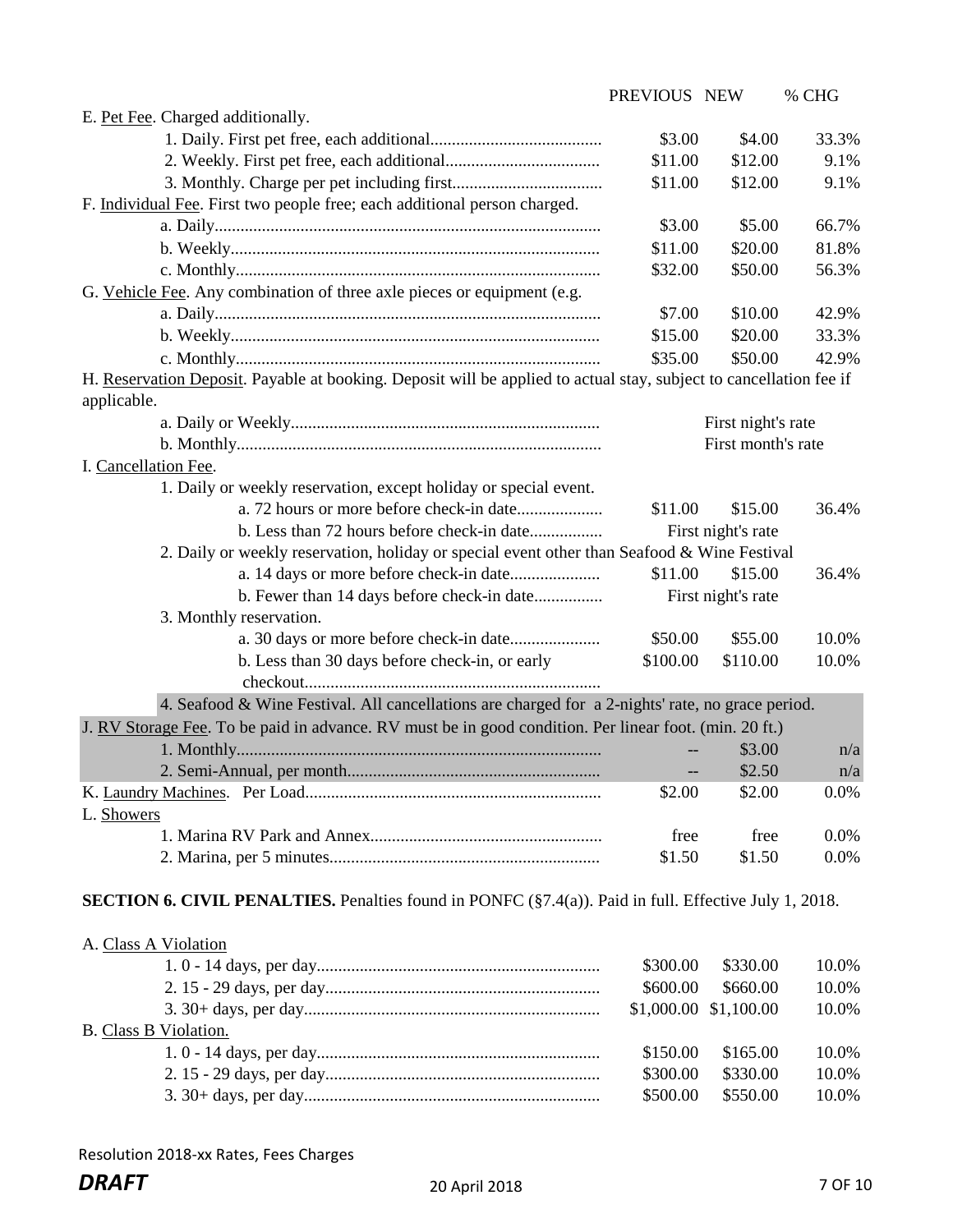| | PREVIOUS | NEW | % CHG |
|---|---|---|---|
| E. Pet Fee. Charged additionally. | | | |
| 1. Daily. First pet free, each additional | $3.00 | $4.00 | 33.3% |
| 2. Weekly. First pet free, each additional | $11.00 | $12.00 | 9.1% |
| 3. Monthly. Charge per pet including first | $11.00 | $12.00 | 9.1% |
| F. Individual Fee. First two people free; each additional person charged. | | | |
| a. Daily | $3.00 | $5.00 | 66.7% |
| b. Weekly | $11.00 | $20.00 | 81.8% |
| c. Monthly | $32.00 | $50.00 | 56.3% |
| G. Vehicle Fee. Any combination of three axle pieces or equipment (e.g. | | | |
| a. Daily | $7.00 | $10.00 | 42.9% |
| b. Weekly | $15.00 | $20.00 | 33.3% |
| c. Monthly | $35.00 | $50.00 | 42.9% |
| H. Reservation Deposit. Payable at booking. Deposit will be applied to actual stay, subject to cancellation fee if applicable. | | | |
| a. Daily or Weekly | | First night's rate | |
| b. Monthly | | First month's rate | |
| I. Cancellation Fee. | | | |
| 1. Daily or weekly reservation, except holiday or special event. | | | |
| a. 72 hours or more before check-in date | $11.00 | $15.00 | 36.4% |
| b. Less than 72 hours before check-in date | | First night's rate | |
| 2. Daily or weekly reservation, holiday or special event other than Seafood & Wine Festival | | | |
| a. 14 days or more before check-in date | $11.00 | $15.00 | 36.4% |
| b. Fewer than 14 days before check-in date | | First night's rate | |
| 3. Monthly reservation. | | | |
| a. 30 days or more before check-in date | $50.00 | $55.00 | 10.0% |
| b. Less than 30 days before check-in, or early checkout | $100.00 | $110.00 | 10.0% |
| 4. Seafood & Wine Festival. All cancellations are charged for a 2-nights' rate, no grace period. | | | |
| J. RV Storage Fee. To be paid in advance. RV must be in good condition. Per linear foot. (min. 20 ft.) | | | |
| 1. Monthly | -- | $3.00 | n/a |
| 2. Semi-Annual, per month | -- | $2.50 | n/a |
| K. Laundry Machines. Per Load | $2.00 | $2.00 | 0.0% |
| L. Showers | | | |
| 1. Marina RV Park and Annex | free | free | 0.0% |
| 2. Marina, per 5 minutes | $1.50 | $1.50 | 0.0% |

**SECTION 6. CIVIL PENALTIES.** Penalties found in PONFC (§7.4(a)). Paid in full. Effective July 1, 2018.

| | PREVIOUS | NEW | % CHG |
|---|---|---|---|
| A. Class A Violation | | | |
| 1. 0 - 14 days, per day | $300.00 | $330.00 | 10.0% |
| 2. 15 - 29 days, per day | $600.00 | $660.00 | 10.0% |
| 3. 30+ days, per day | $1,000.00 | $1,100.00 | 10.0% |
| B. Class B Violation. | | | |
| 1. 0 - 14 days, per day | $150.00 | $165.00 | 10.0% |
| 2. 15 - 29 days, per day | $300.00 | $330.00 | 10.0% |
| 3. 30+ days, per day | $500.00 | $550.00 | 10.0% |

Resolution 2018-xx Rates, Fees Charges

***DRAFT*** 20 April 2018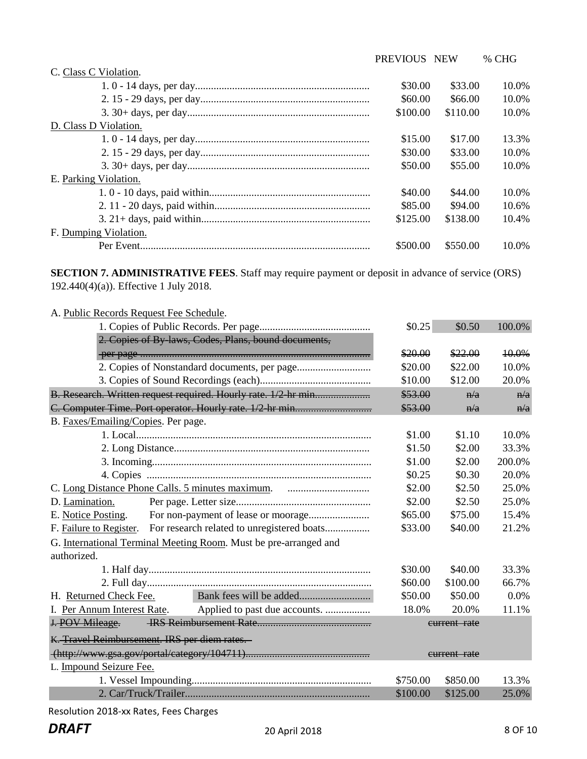| | PREVIOUS | NEW | % CHG |
|---|---|---|---|
| C. Class C Violation. | | | |
| 1. 0 - 14 days, per day | $30.00 | $33.00 | 10.0% |
| 2. 15 - 29 days, per day | $60.00 | $66.00 | 10.0% |
| 3. 30+ days, per day | $100.00 | $110.00 | 10.0% |
| D. Class D Violation. | | | |
| 1. 0 - 14 days, per day | $15.00 | $17.00 | 13.3% |
| 2. 15 - 29 days, per day | $30.00 | $33.00 | 10.0% |
| 3. 30+ days, per day | $50.00 | $55.00 | 10.0% |
| E. Parking Violation. | | | |
| 1. 0 - 10 days, paid within | $40.00 | $44.00 | 10.0% |
| 2. 11 - 20 days, paid within | $85.00 | $94.00 | 10.6% |
| 3. 21+ days, paid within | $125.00 | $138.00 | 10.4% |
| F. Dumping Violation. | | | |
| Per Event | $500.00 | $550.00 | 10.0% |

**SECTION 7. ADMINISTRATIVE FEES**. Staff may require payment or deposit in advance of service (ORS 192.440(4)(a)). Effective 1 July 2018.

| | PREVIOUS | NEW | % CHG |
|---|---|---|---|
| A. Public Records Request Fee Schedule. | | | |
| 1. Copies of Public Records. Per page | $0.25 | $0.50 | 100.0% |
| ~~2. Copies of By-laws, Codes, Plans, bound documents, per page~~ | ~~$20.00~~ | ~~$22.00~~ | ~~10.0%~~ |
| 2. Copies of Nonstandard documents, per page | $20.00 | $22.00 | 10.0% |
| 3. Copies of Sound Recordings (each) | $10.00 | $12.00 | 20.0% |
| ~~B. Research. Written request required. Hourly rate. 1/2-hr min.~~ | ~~$53.00~~ | ~~n/a~~ | ~~n/a~~ |
| ~~C. Computer Time. Port operator. Hourly rate. 1/2-hr min.~~ | ~~$53.00~~ | ~~n/a~~ | ~~n/a~~ |
| B. Faxes/Emailing/Copies. Per page. | | | |
| 1. Local | $1.00 | $1.10 | 10.0% |
| 2. Long Distance | $1.50 | $2.00 | 33.3% |
| 3. Incoming | $1.00 | $2.00 | 200.0% |
| 4. Copies | $0.25 | $0.30 | 20.0% |
| C. Long Distance Phone Calls. 5 minutes maximum. | $2.00 | $2.50 | 25.0% |
| D. Lamination. Per page. Letter size | $2.00 | $2.50 | 25.0% |
| E. Notice Posting. For non-payment of lease or moorage | $65.00 | $75.00 | 15.4% |
| F. Failure to Register. For research related to unregistered boats | $33.00 | $40.00 | 21.2% |
| G. International Terminal Meeting Room. Must be pre-arranged and authorized. | | | |
| 1. Half day | $30.00 | $40.00 | 33.3% |
| 2. Full day | $60.00 | $100.00 | 66.7% |
| H. Returned Check Fee. Bank fees will be added | $50.00 | $50.00 | 0.0% |
| I. Per Annum Interest Rate. Applied to past due accounts. | 18.0% | 20.0% | 11.1% |
| ~~J. POV Mileage. IRS Reimbursement Rate~~ | | ~~current rate~~ | |
| ~~K. Travel Reimbursement. IRS per diem rates. (http://www.gsa.gov/portal/category/104711)~~ | | ~~current rate~~ | |
| L. Impound Seizure Fee. | | | |
| 1. Vessel Impounding | $750.00 | $850.00 | 13.3% |
| 2. Car/Truck/Trailer | $100.00 | $125.00 | 25.0% |

Resolution 2018-xx Rates, Fees Charges

***DRAFT*** 20 April 2018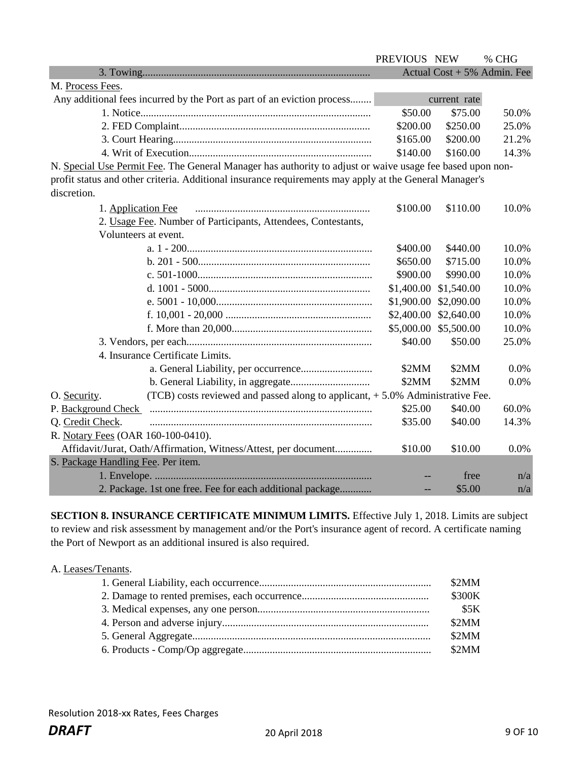| | PREVIOUS | NEW | % CHG |
|---|---|---|---|
| 3. Towing | Actual Cost + 5% Admin. Fee | | |
| M. Process Fees. | | | |
| Any additional fees incurred by the Port as part of an eviction process | | current rate | |
| 1. Notice | $50.00 | $75.00 | 50.0% |
| 2. FED Complaint | $200.00 | $250.00 | 25.0% |
| 3. Court Hearing | $165.00 | $200.00 | 21.2% |
| 4. Writ of Execution | $140.00 | $160.00 | 14.3% |
| N. Special Use Permit Fee. The General Manager has authority to adjust or waive usage fee based upon non-profit status and other criteria. Additional insurance requirements may apply at the General Manager's discretion. | | | |
| 1. Application Fee | $100.00 | $110.00 | 10.0% |
| 2. Usage Fee. Number of Participants, Attendees, Contestants, Volunteers at event. | | | |
| a. 1 - 200 | $400.00 | $440.00 | 10.0% |
| b. 201 - 500 | $650.00 | $715.00 | 10.0% |
| c. 501-1000 | $900.00 | $990.00 | 10.0% |
| d. 1001 - 5000 | $1,400.00 | $1,540.00 | 10.0% |
| e. 5001 - 10,000 | $1,900.00 | $2,090.00 | 10.0% |
| f. 10,001 - 20,000 | $2,400.00 | $2,640.00 | 10.0% |
| f. More than 20,000 | $5,000.00 | $5,500.00 | 10.0% |
| 3. Vendors, per each | $40.00 | $50.00 | 25.0% |
| 4. Insurance Certificate Limits. | | | |
| a. General Liability, per occurrence | $2MM | $2MM | 0.0% |
| b. General Liability, in aggregate | $2MM | $2MM | 0.0% |
| O. Security. (TCB) costs reviewed and passed along to applicant, + 5.0% Administrative Fee. | | | |
| P. Background Check | $25.00 | $40.00 | 60.0% |
| Q. Credit Check. | $35.00 | $40.00 | 14.3% |
| R. Notary Fees (OAR 160-100-0410). | | | |
| Affidavit/Jurat, Oath/Affirmation, Witness/Attest, per document | $10.00 | $10.00 | 0.0% |
| S. Package Handling Fee. Per item. | | | |
| 1. Envelope. | -- | free | n/a |
| 2. Package. 1st one free. Fee for each additional package | -- | $5.00 | n/a |

**SECTION 8. INSURANCE CERTIFICATE MINIMUM LIMITS.** Effective July 1, 2018. Limits are subject to review and risk assessment by management and/or the Port's insurance agent of record. A certificate naming the Port of Newport as an additional insured is also required.

A. Leases/Tenants.

| | |
|---|---|
| 1. General Liability, each occurrence | $2MM |
| 2. Damage to rented premises, each occurrence | $300K |
| 3. Medical expenses, any one person | $5K |
| 4. Person and adverse injury | $2MM |
| 5. General Aggregate | $2MM |
| 6. Products - Comp/Op aggregate | $2MM |

Resolution 2018-xx Rates, Fees Charges

***DRAFT*** 20 April 2018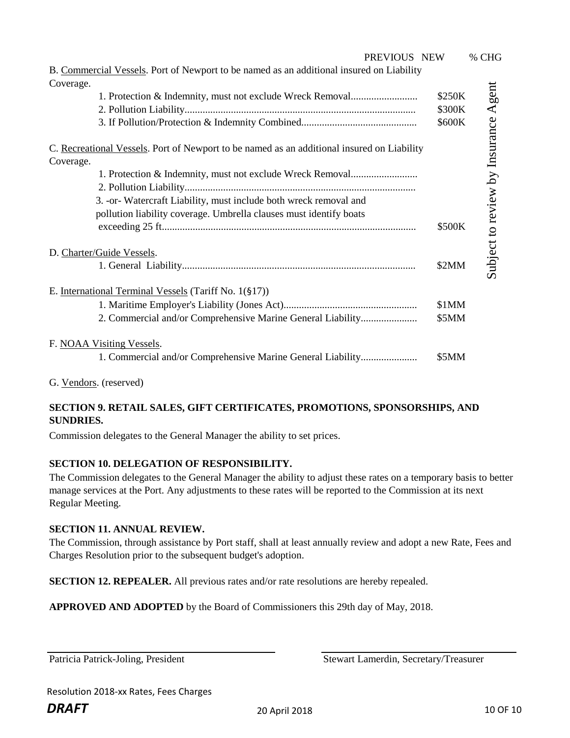| | PREVIOUS | NEW | % CHG |
|---|---|---|---|
| B. Commercial Vessels. Port of Newport to be named as an additional insured on Liability Coverage. | | | Subject to review by Insurance Agent |
| 1. Protection & Indemnity, must not exclude Wreck Removal.......................... | | $250K | |
| 2. Pollution Liability.......................................................................................... | | $300K | |
| 3. If Pollution/Protection & Indemnity Combined............................................ | | $600K | |
| C. Recreational Vessels. Port of Newport to be named as an additional insured on Liability Coverage. | | | |
| 1. Protection & Indemnity, must not exclude Wreck Removal.......................... | | | |
| 2. Pollution Liability.......................................................................................... | | | |
| 3. -or- Watercraft Liability, must include both wreck removal and pollution liability coverage. Umbrella clauses must identify boats exceeding 25 ft.................................................................................................. | | $500K | |
| D. Charter/Guide Vessels. | | | |
| 1. General Liability........................................................................................... | | $2MM | |
| E. International Terminal Vessels (Tariff No. 1(§17)) | | | |
| 1. Maritime Employer's Liability (Jones Act).................................................... | | $1MM | |
| 2. Commercial and/or Comprehensive Marine General Liability...................... | | $5MM | |
| F. NOAA Visiting Vessels. | | | |
| 1. Commercial and/or Comprehensive Marine General Liability...................... | | $5MM | |

G. Vendors. (reserved)

**SECTION 9. RETAIL SALES, GIFT CERTIFICATES, PROMOTIONS, SPONSORSHIPS, AND SUNDRIES.**

Commission delegates to the General Manager the ability to set prices.

**SECTION 10. DELEGATION OF RESPONSIBILITY.**

The Commission delegates to the General Manager the ability to adjust these rates on a temporary basis to better manage services at the Port. Any adjustments to these rates will be reported to the Commission at its next Regular Meeting.

**SECTION 11. ANNUAL REVIEW.**

The Commission, through assistance by Port staff, shall at least annually review and adopt a new Rate, Fees and Charges Resolution prior to the subsequent budget's adoption.

**SECTION 12. REPEALER.** All previous rates and/or rate resolutions are hereby repealed.

**APPROVED AND ADOPTED** by the Board of Commissioners this 29th day of May, 2018.

Patricia Patrick-Joling, President

Stewart Lamerdin, Secretary/Treasurer

Resolution 2018-xx Rates, Fees Charges

***DRAFT*** 20 April 2018